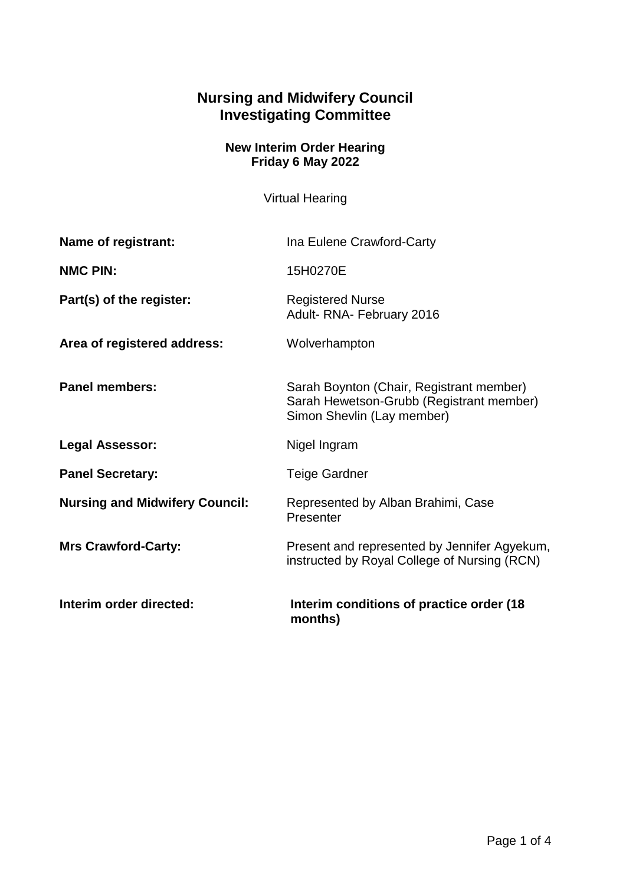# Nursing and Midwifery Council
# Investigating Committee

**New Interim Order Hearing**
**Friday 6 May 2022**

Virtual Hearing

| | |
|---|---|
| **Name of registrant:** | Ina Eulene Crawford-Carty |
| **NMC PIN:** | 15H0270E |
| **Part(s) of the register:** | Registered Nurse<br>Adult- RNA- February 2016 |
| **Area of registered address:** | Wolverhampton |
| **Panel members:** | Sarah Boynton (Chair, Registrant member)<br>Sarah Hewetson-Grubb (Registrant member)<br>Simon Shevlin (Lay member) |
| **Legal Assessor:** | Nigel Ingram |
| **Panel Secretary:** | Teige Gardner |
| **Nursing and Midwifery Council:** | Represented by Alban Brahimi, Case Presenter |
| **Mrs Crawford-Carty:** | Present and represented by Jennifer Agyekum, instructed by Royal College of Nursing (RCN) |
| **Interim order directed:** | **Interim conditions of practice order (18 months)** |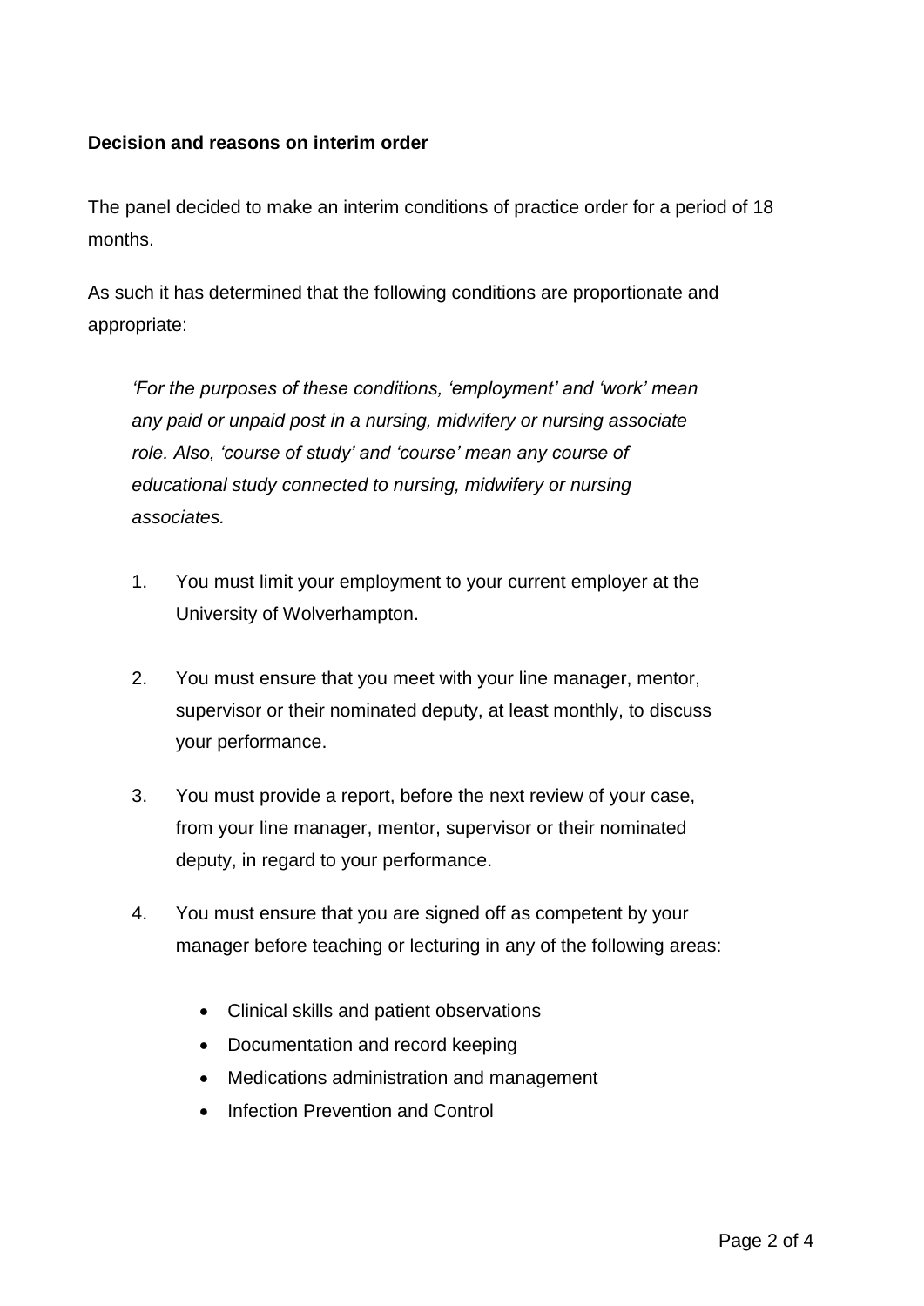**Decision and reasons on interim order**

The panel decided to make an interim conditions of practice order for a period of 18 months.

As such it has determined that the following conditions are proportionate and appropriate:

> *'For the purposes of these conditions, 'employment' and 'work' mean any paid or unpaid post in a nursing, midwifery or nursing associate role. Also, 'course of study' and 'course' mean any course of educational study connected to nursing, midwifery or nursing associates.*
>
> 1. You must limit your employment to your current employer at the University of Wolverhampton.
>
> 2. You must ensure that you meet with your line manager, mentor, supervisor or their nominated deputy, at least monthly, to discuss your performance.
>
> 3. You must provide a report, before the next review of your case, from your line manager, mentor, supervisor or their nominated deputy, in regard to your performance.
>
> 4. You must ensure that you are signed off as competent by your manager before teaching or lecturing in any of the following areas:
>
>    - Clinical skills and patient observations
>    - Documentation and record keeping
>    - Medications administration and management
>    - Infection Prevention and Control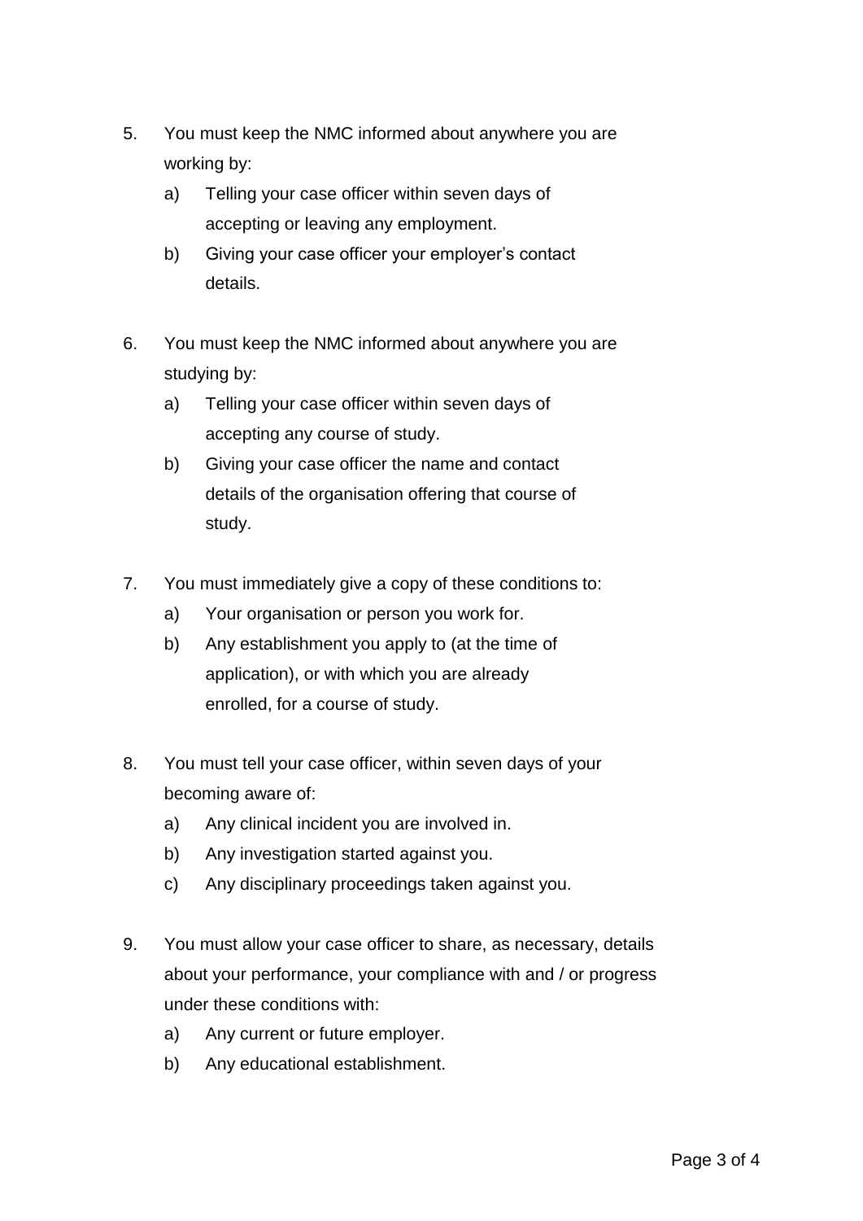5. You must keep the NMC informed about anywhere you are working by:
    a) Telling your case officer within seven days of accepting or leaving any employment.
    b) Giving your case officer your employer's contact details.

6. You must keep the NMC informed about anywhere you are studying by:
    a) Telling your case officer within seven days of accepting any course of study.
    b) Giving your case officer the name and contact details of the organisation offering that course of study.

7. You must immediately give a copy of these conditions to:
    a) Your organisation or person you work for.
    b) Any establishment you apply to (at the time of application), or with which you are already enrolled, for a course of study.

8. You must tell your case officer, within seven days of your becoming aware of:
    a) Any clinical incident you are involved in.
    b) Any investigation started against you.
    c) Any disciplinary proceedings taken against you.

9. You must allow your case officer to share, as necessary, details about your performance, your compliance with and / or progress under these conditions with:
    a) Any current or future employer.
    b) Any educational establishment.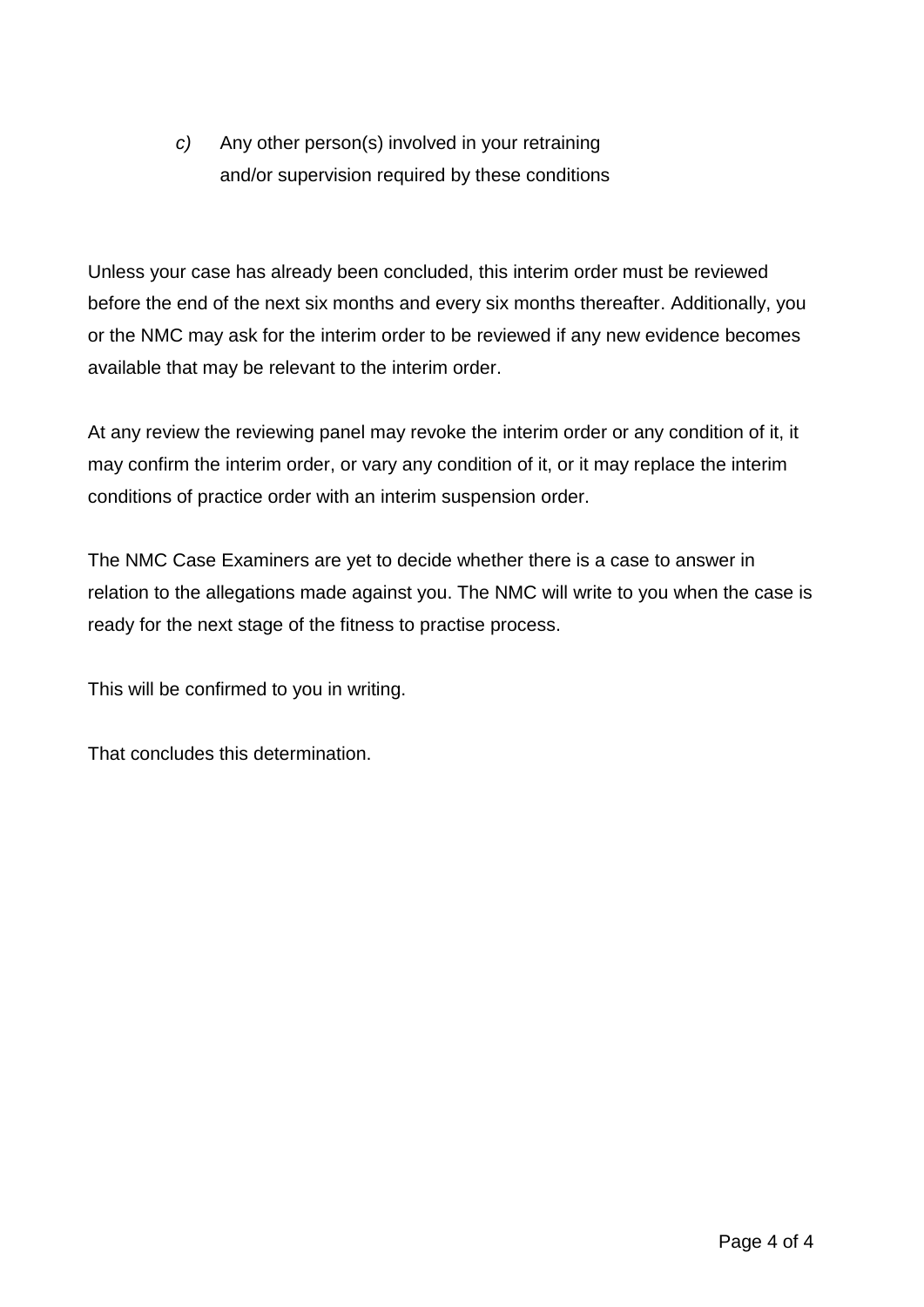*c)* Any other person(s) involved in your retraining and/or supervision required by these conditions

Unless your case has already been concluded, this interim order must be reviewed before the end of the next six months and every six months thereafter. Additionally, you or the NMC may ask for the interim order to be reviewed if any new evidence becomes available that may be relevant to the interim order.

At any review the reviewing panel may revoke the interim order or any condition of it, it may confirm the interim order, or vary any condition of it, or it may replace the interim conditions of practice order with an interim suspension order.

The NMC Case Examiners are yet to decide whether there is a case to answer in relation to the allegations made against you. The NMC will write to you when the case is ready for the next stage of the fitness to practise process.

This will be confirmed to you in writing.

That concludes this determination.